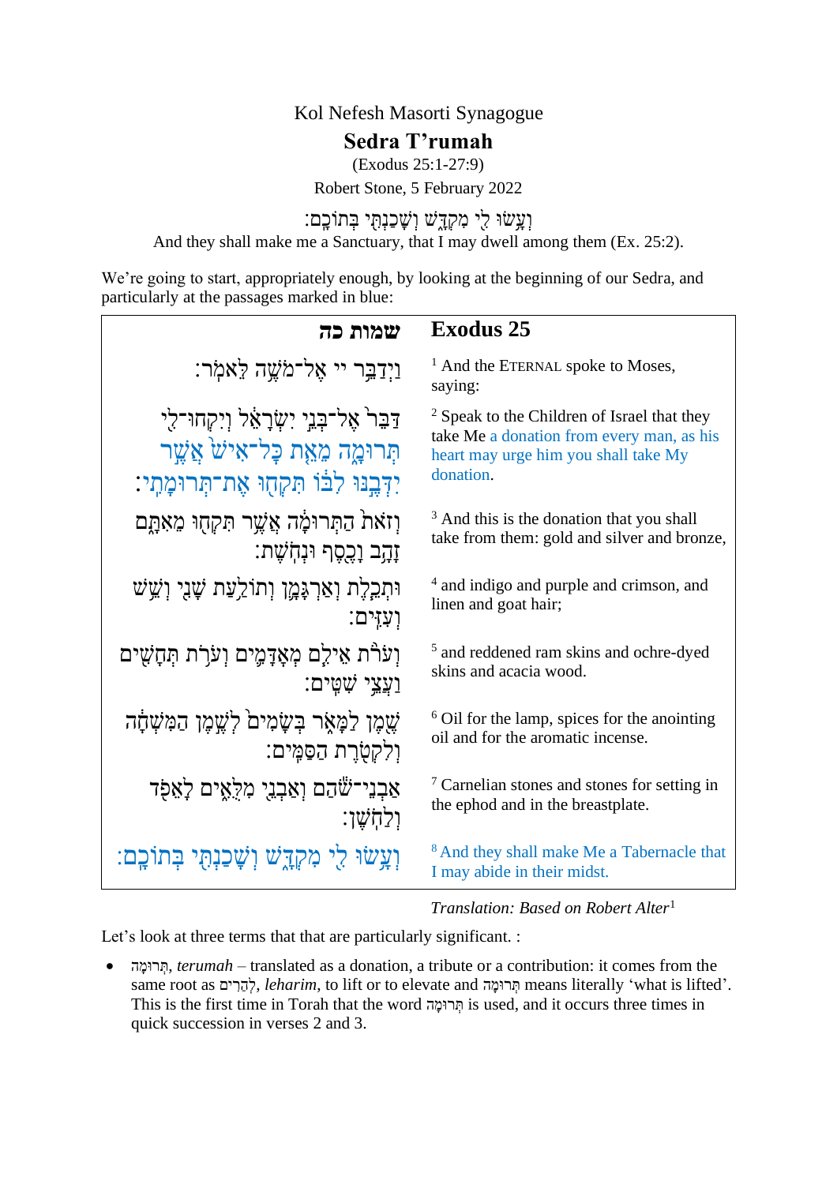Kol Nefesh Masorti Synagogue

# Sedra T'rumah

(Exodus 25:1-27:9)

Robert Stone, 5 February 2022

וְעָשׂוּ לִי מִקְדָּשׁ וְשָׁכַנְתִּי בְּתוֹכָם׃

And they shall make me a Sanctuary, that I may dwell among them (Ex. 25:2).

We're going to start, appropriately enough, by looking at the beginning of our Sedra, and particularly at the passages marked in blue:

| שמות כה | Exodus 25 |
|---|---|
| וַיְדַבֵּר יי אֶל־מֹשֶׁה לֵּאמֹר׃ | [1] And the ETERNAL spoke to Moses, saying: |
| דַּבֵּר אֶל־בְּנֵי יִשְׂרָאֵל וְיִקְחוּ־לִי תְּרוּמָה מֵאֵת כָּל־אִישׁ אֲשֶׁר יִדְּבֶנּוּ לִבּוֹ תִּקְחוּ אֶת־תְּרוּמָתִי׃ | [2] Speak to the Children of Israel that they take Me a donation from every man, as his heart may urge him you shall take My donation. |
| וְזֹאת הַתְּרוּמָה אֲשֶׁר תִּקְחוּ מֵאִתָּם זָהָב וָכֶסֶף וּנְחֹשֶׁת׃ | [3] And this is the donation that you shall take from them: gold and silver and bronze, |
| וּתְכֵלֶת וְאַרְגָּמָן וְתוֹלַעַת שָׁנִי וְשֵׁשׁ וְעִזִּים׃ | [4] and indigo and purple and crimson, and linen and goat hair; |
| וְעֹרֹת אֵילִם מְאָדָּמִים וְעֹרֹת תְּחָשִׁים וַעֲצֵי שִׁטִּים׃ | [5] and reddened ram skins and ochre-dyed skins and acacia wood. |
| שֶׁמֶן לַמָּאֹר בְּשָׂמִים לְשֶׁמֶן הַמִּשְׁחָה וְלִקְטֹרֶת הַסַּמִּים׃ | [6] Oil for the lamp, spices for the anointing oil and for the aromatic incense. |
| אַבְנֵי־שֹׁהַם וְאַבְנֵי מִלֻּאִים לָאֵפֹד וְלַחֹשֶׁן׃ | [7] Carnelian stones and stones for setting in the ephod and in the breastplate. |
| וְעָשׂוּ לִי מִקְדָּשׁ וְשָׁכַנְתִּי בְּתוֹכָם׃ | [8] And they shall make Me a Tabernacle that I may abide in their midst. |

*Translation: Based on Robert Alter*[1]

Let's look at three terms that that are particularly significant. :

- תְּרוּמָה, *terumah* – translated as a donation, a tribute or a contribution: it comes from the same root as לְהָרִים, *leharim*, to lift or to elevate and תְּרוּמָה means literally 'what is lifted'. This is the first time in Torah that the word תְּרוּמָה is used, and it occurs three times in quick succession in verses 2 and 3.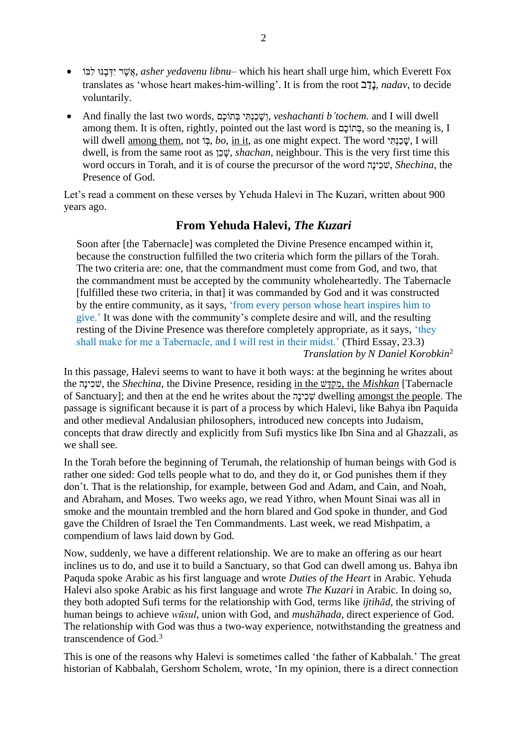- אֲשֶׁר יִדְּבֶנּוּ לִבּוֹ, *asher yedavenu libnu*– which his heart shall urge him, which Everett Fox translates as 'whose heart makes-him-willing'. It is from the root נָדַב, *nadav*, to decide voluntarily.
- And finally the last two words, וְשָׁכַנְתִּי בְּתוֹכָם, *veshachanti b'tochem.* and I will dwell among them. It is often, rightly, pointed out the last word is בְּתוֹכָם, so the meaning is, I will dwell among them, not בּוֹ, *bo*, in it, as one might expect. The word שָׁכַנְתִּי, I will dwell, is from the same root as שָׁכֵן, *shachan*, neighbour. This is the very first time this word occurs in Torah, and it is of course the precursor of the word שְׁכִינָה, *Shechina*, the Presence of God.

Let's read a comment on these verses by Yehuda Halevi in The Kuzari, written about 900 years ago.

## From Yehuda Halevi, *The Kuzari*

> Soon after [the Tabernacle] was completed the Divine Presence encamped within it, because the construction fulfilled the two criteria which form the pillars of the Torah. The two criteria are: one, that the commandment must come from God, and two, that the commandment must be accepted by the community wholeheartedly. The Tabernacle [fulfilled these two criteria, in that] it was commanded by God and it was constructed by the entire community, as it says, 'from every person whose heart inspires him to give.' It was done with the community's complete desire and will, and the resulting resting of the Divine Presence was therefore completely appropriate, as it says, 'they shall make for me a Tabernacle, and I will rest in their midst.' (Third Essay, 23.3)
>
> *Translation by N Daniel Korobkin*[2]

In this passage, Halevi seems to want to have it both ways: at the beginning he writes about the שְׁכִינָה, the *Shechina*, the Divine Presence, residing in the מִקְדָּשׁ, the *Mishkan* [Tabernacle of Sanctuary]; and then at the end he writes about the שְׁכִינָה dwelling amongst the people. The passage is significant because it is part of a process by which Halevi, like Bahya ibn Paquida and other medieval Andalusian philosophers, introduced new concepts into Judaism, concepts that draw directly and explicitly from Sufi mystics like Ibn Sina and al Ghazzali, as we shall see.

In the Torah before the beginning of Terumah, the relationship of human beings with God is rather one sided: God tells people what to do, and they do it, or God punishes them if they don't. That is the relationship, for example, between God and Adam, and Cain, and Noah, and Abraham, and Moses. Two weeks ago, we read Yithro, when Mount Sinai was all in smoke and the mountain trembled and the horn blared and God spoke in thunder, and God gave the Children of Israel the Ten Commandments. Last week, we read Mishpatim, a compendium of laws laid down by God.

Now, suddenly, we have a different relationship. We are to make an offering as our heart inclines us to do, and use it to build a Sanctuary, so that God can dwell among us. Bahya ibn Paquda spoke Arabic as his first language and wrote *Duties of the Heart* in Arabic. Yehuda Halevi also spoke Arabic as his first language and wrote *The Kuzari* in Arabic. In doing so, they both adopted Sufi terms for the relationship with God, terms like *ijtihād*, the striving of human beings to achieve *wūsul*, union with God, and *mushāhada*, direct experience of God. The relationship with God was thus a two-way experience, notwithstanding the greatness and transcendence of God.[3]

This is one of the reasons why Halevi is sometimes called 'the father of Kabbalah.' The great historian of Kabbalah, Gershom Scholem, wrote, 'In my opinion, there is a direct connection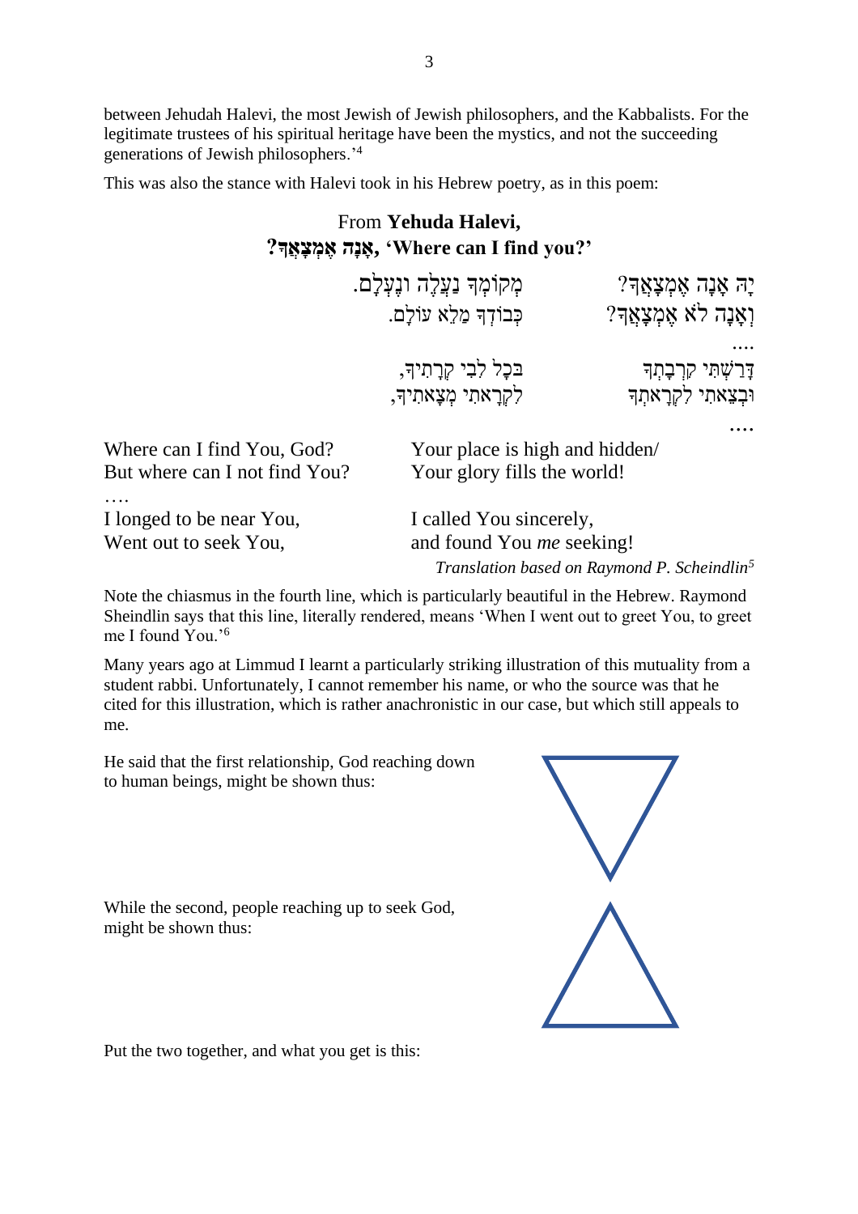between Jehudah Halevi, the most Jewish of Jewish philosophers, and the Kabbalists. For the legitimate trustees of his spiritual heritage have been the mystics, and not the succeeding generations of Jewish philosophers.'[4]

This was also the stance with Halevi took in his Hebrew poetry, as in this poem:

### From **Yehuda Halevi, אָנָה אֶמְצָאֲךָ?, 'Where can I find you?'**

יָהּ אָנָה אֶמְצָאֲךָ? מְקוֹמְךָ נַעֲלֶה וְנֶעְלָם.
וְאָנָה לֹא אֶמְצָאֲךָ? כְּבוֹדְךָ מַלֵא עוֹלָם.
....
דָרַשְׁתִּי קִרְבָתְךָ בְּכָל לִבִּי קְרָאתִיךָ,
וּבְצֵאתִי לִקְרָאתְךָ לִקְרָאתִי מְצָאתִיךָ,
....

Where can I find You, God? Your place is high and hidden/
But where can I not find You? Your glory fills the world!
….
I longed to be near You, I called You sincerely,
Went out to seek You, and found You *me* seeking!

*Translation based on Raymond P. Scheindlin*[5]

Note the chiasmus in the fourth line, which is particularly beautiful in the Hebrew. Raymond Sheindlin says that this line, literally rendered, means 'When I went out to greet You, to greet me I found You.'[6]

Many years ago at Limmud I learnt a particularly striking illustration of this mutuality from a student rabbi. Unfortunately, I cannot remember his name, or who the source was that he cited for this illustration, which is rather anachronistic in our case, but which still appeals to me.

He said that the first relationship, God reaching down to human beings, might be shown thus:

▽

While the second, people reaching up to seek God, might be shown thus:

△

Put the two together, and what you get is this: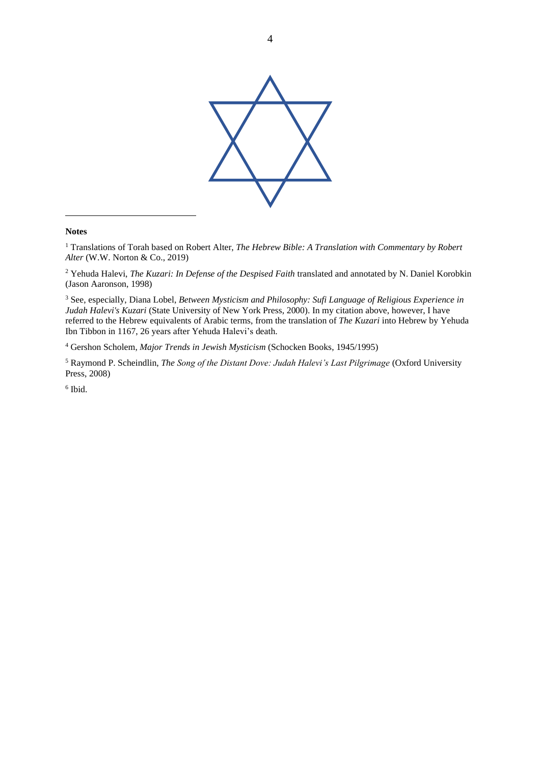**Notes**

[1] Translations of Torah based on Robert Alter, *The Hebrew Bible: A Translation with Commentary by Robert Alter* (W.W. Norton & Co., 2019)

[2] Yehuda Halevi, *The Kuzari: In Defense of the Despised Faith* translated and annotated by N. Daniel Korobkin (Jason Aaronson, 1998)

[3] See, especially, Diana Lobel, *Between Mysticism and Philosophy: Sufi Language of Religious Experience in Judah Halevi's Kuzari* (State University of New York Press, 2000). In my citation above, however, I have referred to the Hebrew equivalents of Arabic terms, from the translation of *The Kuzari* into Hebrew by Yehuda Ibn Tibbon in 1167, 26 years after Yehuda Halevi's death.

[4] Gershon Scholem, *Major Trends in Jewish Mysticism* (Schocken Books, 1945/1995)

[5] Raymond P. Scheindlin, *The Song of the Distant Dove: Judah Halevi's Last Pilgrimage* (Oxford University Press, 2008)

[6] Ibid.